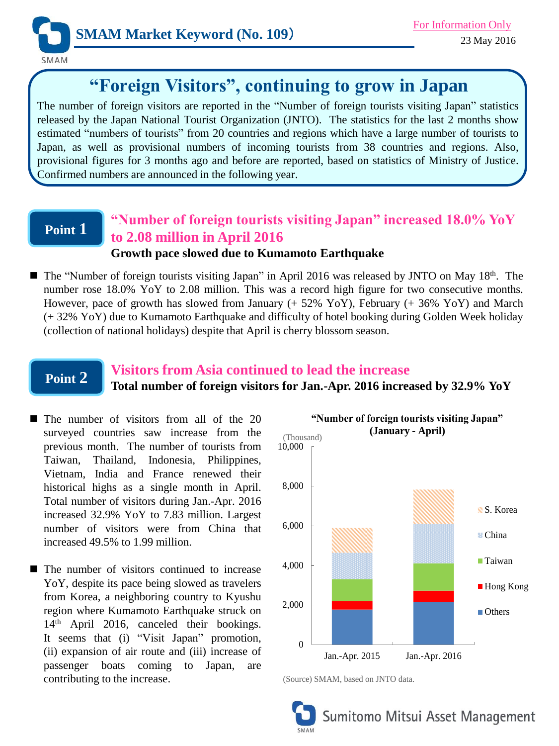# SMAM Market Keyword (No. 109)

For Information Only

23 May 2016

## "Foreign Visitors", continuing to grow in Japan

The number of foreign visitors are reported in the "Number of foreign tourists visiting Japan" statistics released by the Japan National Tourist Organization (JNTO). The statistics for the last 2 months show estimated "numbers of tourists" from 20 countries and regions which have a large number of tourists to Japan, as well as provisional numbers of incoming tourists from 38 countries and regions. Also, provisional figures for 3 months ago and before are reported, based on statistics of Ministry of Justice. Confirmed numbers are announced in the following year.

## Point 1

### "Number of foreign tourists visiting Japan" increased 18.0% YoY to 2.08 million in April 2016

**Growth pace slowed due to Kumamoto Earthquake**

- The "Number of foreign tourists visiting Japan" in April 2016 was released by JNTO on May 18th. The number rose 18.0% YoY to 2.08 million. This was a record high figure for two consecutive months. However, pace of growth has slowed from January (+ 52% YoY), February (+ 36% YoY) and March (+ 32% YoY) due to Kumamoto Earthquake and difficulty of hotel booking during Golden Week holiday (collection of national holidays) despite that April is cherry blossom season.

## Point 2

### Visitors from Asia continued to lead the increase

**Total number of foreign visitors for Jan.-Apr. 2016 increased by 32.9% YoY**

- The number of visitors from all of the 20 surveyed countries saw increase from the previous month. The number of tourists from Taiwan, Thailand, Indonesia, Philippines, Vietnam, India and France renewed their historical highs as a single month in April. Total number of visitors during Jan.-Apr. 2016 increased 32.9% YoY to 7.83 million. Largest number of visitors were from China that increased 49.5% to 1.99 million.

- The number of visitors continued to increase YoY, despite its pace being slowed as travelers from Korea, a neighboring country to Kyushu region where Kumamoto Earthquake struck on 14th April 2016, canceled their bookings. It seems that (i) "Visit Japan" promotion, (ii) expansion of air route and (iii) increase of passenger boats coming to Japan, are contributing to the increase.

**"Number of foreign tourists visiting Japan" (January - April)**

(Thousand)

Stacked bar chart comparing Jan.-Apr. 2015 and Jan.-Apr. 2016 (y-axis 0 to 10,000), with segments for S. Korea, China, Taiwan, Hong Kong and Others.

Approximate values read from the chart:

| | Jan.-Apr. 2015 | Jan.-Apr. 2016 |
|---|---|---|
| Others | ~1,800 | ~2,200 |
| Hong Kong | ~400 | ~550 |
| Taiwan | ~1,100 | ~1,350 |
| China | ~1,330 | ~1,990 |
| S. Korea | ~1,250 | ~1,750 |
| Total | ~5,900 | ~7,830 |

(Source) SMAM, based on JNTO data.

Sumitomo Mitsui Asset Management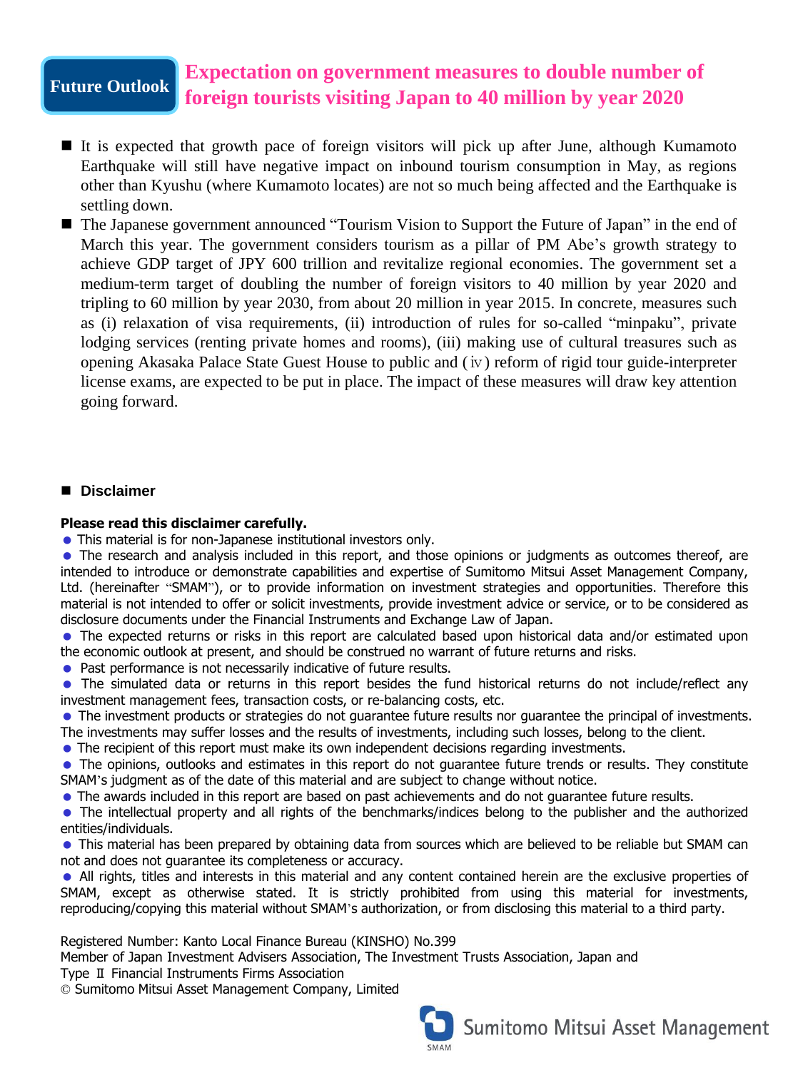## Future Outlook

**Expectation on government measures to double number of foreign tourists visiting Japan to 40 million by year 2020**

- It is expected that growth pace of foreign visitors will pick up after June, although Kumamoto Earthquake will still have negative impact on inbound tourism consumption in May, as regions other than Kyushu (where Kumamoto locates) are not so much being affected and the Earthquake is settling down.
- The Japanese government announced "Tourism Vision to Support the Future of Japan" in the end of March this year. The government considers tourism as a pillar of PM Abe's growth strategy to achieve GDP target of JPY 600 trillion and revitalize regional economies. The government set a medium-term target of doubling the number of foreign visitors to 40 million by year 2020 and tripling to 60 million by year 2030, from about 20 million in year 2015. In concrete, measures such as (i) relaxation of visa requirements, (ii) introduction of rules for so-called "minpaku", private lodging services (renting private homes and rooms), (iii) making use of cultural treasures such as opening Akasaka Palace State Guest House to public and (ⅳ) reform of rigid tour guide-interpreter license exams, are expected to be put in place. The impact of these measures will draw key attention going forward.

## Disclaimer

**Please read this disclaimer carefully.**

- This material is for non-Japanese institutional investors only.
- The research and analysis included in this report, and those opinions or judgments as outcomes thereof, are intended to introduce or demonstrate capabilities and expertise of Sumitomo Mitsui Asset Management Company, Ltd. (hereinafter "SMAM"), or to provide information on investment strategies and opportunities. Therefore this material is not intended to offer or solicit investments, provide investment advice or service, or to be considered as disclosure documents under the Financial Instruments and Exchange Law of Japan.
- The expected returns or risks in this report are calculated based upon historical data and/or estimated upon the economic outlook at present, and should be construed no warrant of future returns and risks.
- Past performance is not necessarily indicative of future results.
- The simulated data or returns in this report besides the fund historical returns do not include/reflect any investment management fees, transaction costs, or re-balancing costs, etc.
- The investment products or strategies do not guarantee future results nor guarantee the principal of investments. The investments may suffer losses and the results of investments, including such losses, belong to the client.
- The recipient of this report must make its own independent decisions regarding investments.
- The opinions, outlooks and estimates in this report do not guarantee future trends or results. They constitute SMAM's judgment as of the date of this material and are subject to change without notice.
- The awards included in this report are based on past achievements and do not guarantee future results.
- The intellectual property and all rights of the benchmarks/indices belong to the publisher and the authorized entities/individuals.
- This material has been prepared by obtaining data from sources which are believed to be reliable but SMAM can not and does not guarantee its completeness or accuracy.
- All rights, titles and interests in this material and any content contained herein are the exclusive properties of SMAM, except as otherwise stated. It is strictly prohibited from using this material for investments, reproducing/copying this material without SMAM's authorization, or from disclosing this material to a third party.

Registered Number: Kanto Local Finance Bureau (KINSHO) No.399
Member of Japan Investment Advisers Association, The Investment Trusts Association, Japan and Type Ⅱ Financial Instruments Firms Association
© Sumitomo Mitsui Asset Management Company, Limited

SMAM Sumitomo Mitsui Asset Management